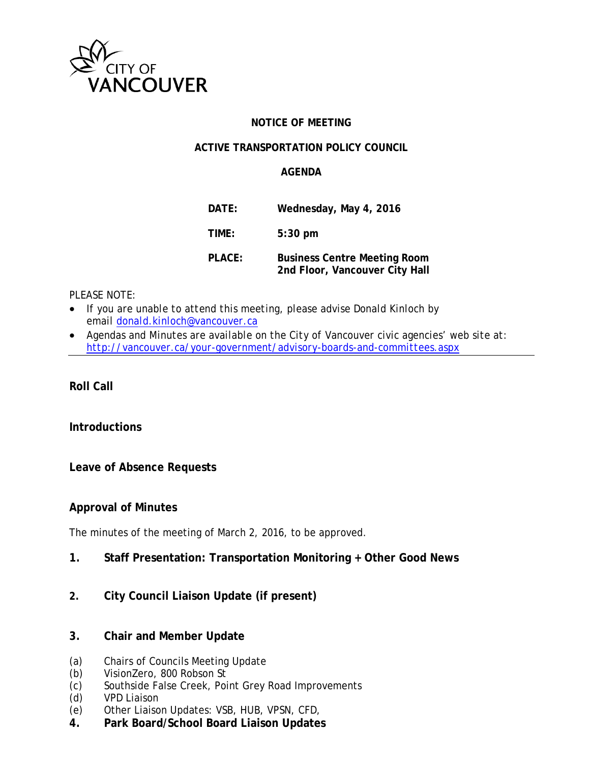CITY OF VANCOUVER

**NOTICE OF MEETING**

**ACTIVE TRANSPORTATION POLICY COUNCIL**

**AGENDA**

| | |
|---|---|
| **DATE:** | **Wednesday, May 4, 2016** |
| **TIME:** | **5:30 pm** |
| **PLACE:** | **Business Centre Meeting Room 2nd Floor, Vancouver City Hall** |

PLEASE NOTE:

- If you are unable to attend this meeting, please advise Donald Kinloch by email donald.kinloch@vancouver.ca
- Agendas and Minutes are available on the City of Vancouver civic agencies' web site at: http://vancouver.ca/your-government/advisory-boards-and-committees.aspx

---

**Roll Call**

**Introductions**

**Leave of Absence Requests**

**Approval of Minutes**

The minutes of the meeting of March 2, 2016, to be approved.

**1. Staff Presentation: Transportation Monitoring + Other Good News**

**2. City Council Liaison Update (if present)**

**3. Chair and Member Update**

(a) Chairs of Councils Meeting Update
(b) VisionZero, 800 Robson St
(c) Southside False Creek, Point Grey Road Improvements
(d) VPD Liaison
(e) Other Liaison Updates: VSB, HUB, VPSN, CFD,

**4. Park Board/School Board Liaison Updates**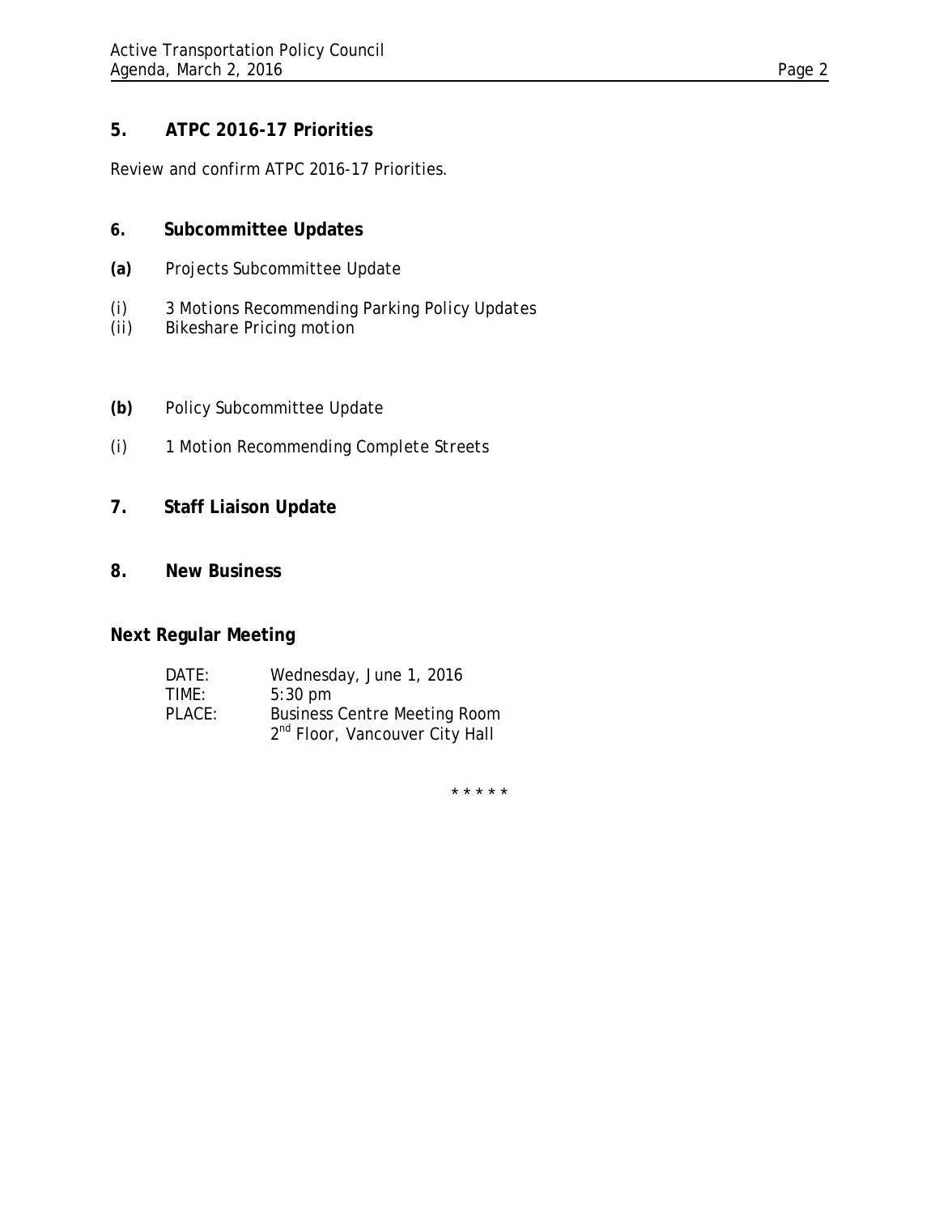## 5. ATPC 2016-17 Priorities

Review and confirm ATPC 2016-17 Priorities.

## 6. Subcommittee Updates

**(a)** Projects Subcommittee Update

(i) 3 Motions Recommending Parking Policy Updates
(ii) Bikeshare Pricing motion

**(b)** Policy Subcommittee Update

(i) 1 Motion Recommending Complete Streets

## 7. Staff Liaison Update

## 8. New Business

## Next Regular Meeting

| | |
|---|---|
| DATE: | Wednesday, June 1, 2016 |
| TIME: | 5:30 pm |
| PLACE: | Business Centre Meeting Room<br>2nd Floor, Vancouver City Hall |

\* \* \* \* \*